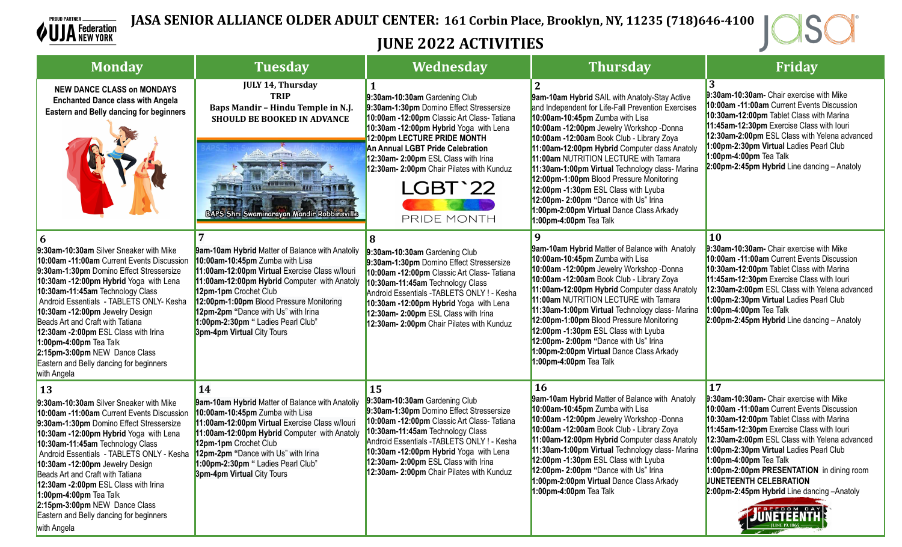PROUD PARTNER UJA Federation NEW YORK

# JASA SENIOR ALLIANCE OLDER ADULT CENTER: 161 Corbin Place, Brooklyn, NY, 11235 (718)646-4100

## JUNE 2022 ACTIVITIES

| Monday | Tuesday | Wednesday | Thursday | Friday |
|---|---|---|---|---|
| **NEW DANCE CLASS on MONDAYS** **Enchanted Dance class with Angela** **Eastern and Belly dancing for beginners** | **JULY 14, Thursday** **TRIP** **Baps Mandir – Hindu Temple in N.J.** **SHOULD BE BOOKED IN ADVANCE** BAPS Shri Swaminarayan Mandir Robbinsville | **1** **9:30am-10:30am** Gardening Club **9:30am-1:30pm** Domino Effect Stressersize **10:00am -12:00pm** Classic Art Class- Tatiana **10:30am -12:00pm Hybrid** Yoga with Lena **12:00pm LECTURE PRIDE MONTH** **An Annual LGBT Pride Celebration** **12:30am- 2:00pm** ESL Class with Irina **12:30am- 2:00pm** Chair Pilates with Kunduz LGBT`22 PRIDE MONTH | **2** **9am-10am Hybrid** SAIL with Anatoly-Stay Active and Independent for Life-Fall Prevention Exercises **10:00am-10:45pm** Zumba with Lisa **10:00am -12:00pm** Jewelry Workshop -Donna **10:00am -12:00am** Book Club - Library Zoya **11:00am-12:00pm Hybrid** Computer class Anatoly **11:00am** NUTRITION LECTURE with Tamara **11:30am-1:00pm Virtual** Technology class- Marina **12:00pm-1:00pm** Blood Pressure Monitoring **12:00pm -1:30pm** ESL Class with Lyuba **12:00pm- 2:00pm** "Dance with Us" Irina **1:00pm-2:00pm Virtual** Dance Class Arkady **1:00pm-4:00pm** Tea Talk | **3** **9:30am-10:30am-** Chair exercise with Mike **10:00am -11:00am** Current Events Discussion **10:30am-12:00pm** Tablet Class with Marina **11:45am-12:30pm** Exercise Class with Iouri **12:30am-2:00pm** ESL Class with Yelena advanced **1:00pm-2:30pm Virtual** Ladies Pearl Club **1:00pm-4:00pm** Tea Talk **2:00pm-2:45pm Hybrid** Line dancing – Anatoly |
| **6** **9:30am-10:30am** Silver Sneaker with Mike **10:00am -11:00am** Current Events Discussion **9:30am-1:30pm** Domino Effect Stressersize **10:30am -12:00pm Hybrid** Yoga with Lena **10:30am-11:45am** Technology Class Android Essentials - TABLETS ONLY- Kesha **10:30am -12:00pm** Jewelry Design Beads Art and Craft with Tatiana **12:30am -2:00pm** ESL Class with Irina **1:00pm-4:00pm** Tea Talk **2:15pm-3:00pm** NEW Dance Class Eastern and Belly dancing for beginners with Angela | **7** **9am-10am Hybrid** Matter of Balance with Anatoliy **10:00am-10:45pm** Zumba with Lisa **11:00am-12:00pm Virtual** Exercise Class w/Iouri **11:00am-12:00pm Hybrid** Computer with Anatoly **12pm-1pm** Crochet Club **12:00pm-1:00pm** Blood Pressure Monitoring **12pm-2pm** "Dance with Us" with Irina **1:00pm-2:30pm** " Ladies Pearl Club" **3pm-4pm Virtual** City Tours | **8** **9:30am-10:30am** Gardening Club **9:30am-1:30pm** Domino Effect Stressersize **10:00am -12:00pm** Classic Art Class- Tatiana **10:30am-11:45am** Technology Class Android Essentials -TABLETS ONLY ! - Kesha **10:30am -12:00pm Hybrid** Yoga with Lena **12:30am- 2:00pm** ESL Class with Irina **12:30am- 2:00pm** Chair Pilates with Kunduz | **9** **9am-10am Hybrid** Matter of Balance with Anatoly **10:00am-10:45pm** Zumba with Lisa **10:00am -12:00pm** Jewelry Workshop -Donna **10:00am -12:00am** Book Club - Library Zoya **11:00am-12:00pm Hybrid** Computer class Anatoly **11:00am** NUTRITION LECTURE with Tamara **11:30am-1:00pm Virtual** Technology class- Marina **12:00pm-1:00pm** Blood Pressure Monitoring **12:00pm -1:30pm** ESL Class with Lyuba **12:00pm- 2:00pm** "Dance with Us" Irina **1:00pm-2:00pm Virtual** Dance Class Arkady **1:00pm-4:00pm** Tea Talk | **10** **9:30am-10:30am-** Chair exercise with Mike **10:00am -11:00am** Current Events Discussion **10:30am-12:00pm** Tablet Class with Marina **11:45am-12:30pm** Exercise Class with Iouri **12:30am-2:00pm** ESL Class with Yelena advanced **1:00pm-2:30pm Virtual** Ladies Pearl Club **1:00pm-4:00pm** Tea Talk **2:00pm-2:45pm Hybrid** Line dancing – Anatoly |
| **13** **9:30am-10:30am** Silver Sneaker with Mike **10:00am -11:00am** Current Events Discussion **9:30am-1:30pm** Domino Effect Stressersize **10:30am -12:00pm Hybrid** Yoga with Lena **10:30am-11:45am** Technology Class Android Essentials - TABLETS ONLY - Kesha **10:30am -12:00pm** Jewelry Design Beads Art and Craft with Tatiana **12:30am -2:00pm** ESL Class with Irina **1:00pm-4:00pm** Tea Talk **2:15pm-3:00pm** NEW Dance Class Eastern and Belly dancing for beginners with Angela | **14** **9am-10am Hybrid** Matter of Balance with Anatoliy **10:00am-10:45pm** Zumba with Lisa **11:00am-12:00pm Virtual** Exercise Class w/Iouri **11:00am-12:00pm Hybrid** Computer with Anatoly **12pm-1pm** Crochet Club **12pm-2pm** "Dance with Us" with Irina **1:00pm-2:30pm** " Ladies Pearl Club" **3pm-4pm Virtual** City Tours | **15** **9:30am-10:30am** Gardening Club **9:30am-1:30pm** Domino Effect Stressersize **10:00am -12:00pm** Classic Art Class- Tatiana **10:30am-11:45am** Technology Class Android Essentials -TABLETS ONLY ! - Kesha **10:30am -12:00pm Hybrid** Yoga with Lena **12:30am- 2:00pm** ESL Class with Irina **12:30am- 2:00pm** Chair Pilates with Kunduz | **16** **9am-10am Hybrid** Matter of Balance with Anatoly **10:00am-10:45pm** Zumba with Lisa **10:00am -12:00pm** Jewelry Workshop -Donna **10:00am -12:00am** Book Club - Library Zoya **11:00am-12:00pm Hybrid** Computer class Anatoly **11:30am-1:00pm Virtual** Technology class- Marina **12:00pm -1:30pm** ESL Class with Lyuba **12:00pm- 2:00pm** "Dance with Us" Irina **1:00pm-2:00pm Virtual** Dance Class Arkady **1:00pm-4:00pm** Tea Talk | **17** **9:30am-10:30am-** Chair exercise with Mike **10:00am -11:00am** Current Events Discussion **10:30am-12:00pm** Tablet Class with Marina **11:45am-12:30pm** Exercise Class with Iouri **12:30am-2:00pm** ESL Class with Yelena advanced **1:00pm-2:30pm Virtual** Ladies Pearl Club **1:00pm-4:00pm** Tea Talk **1:00pm-2:00pm PRESENTATION** in dining room **JUNETEENTH CELEBRATION** **2:00pm-2:45pm Hybrid** Line dancing –Anatoly FREEDOM DAY JUNETEENTH JUNE 19, 1865 |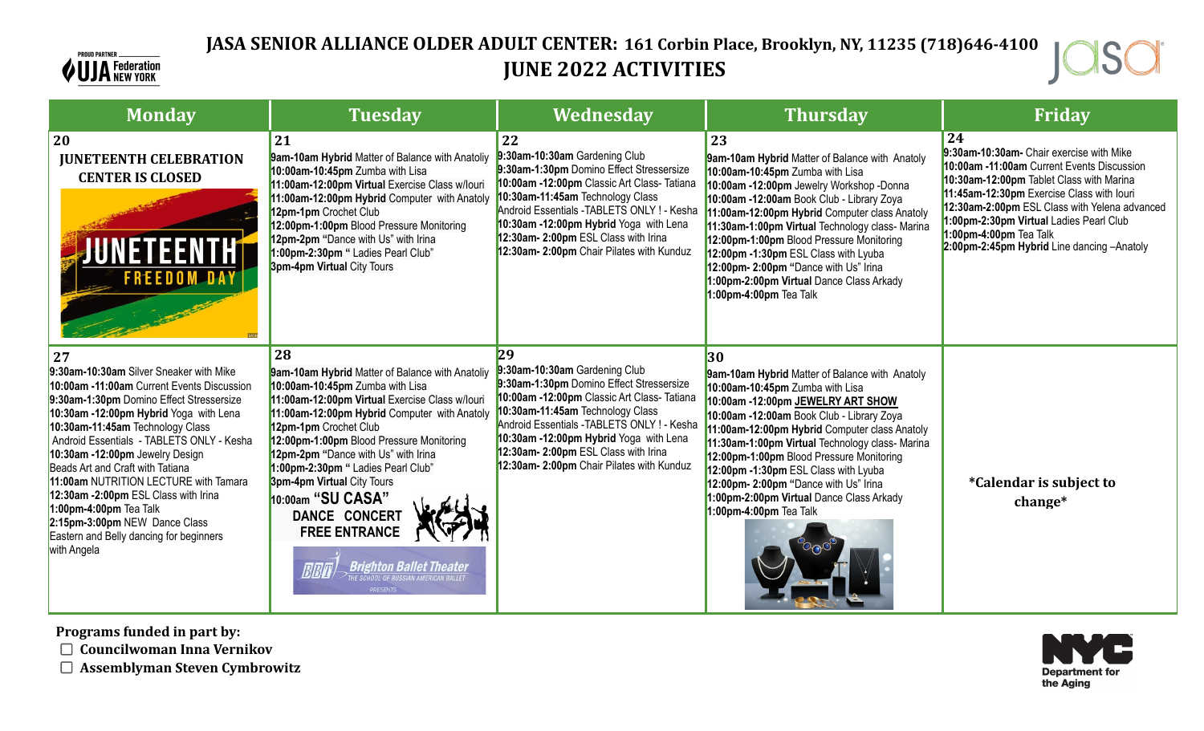# JASA SENIOR ALLIANCE OLDER ADULT CENTER: 161 Corbin Place, Brooklyn, NY, 11235 (718)646-4100

## JUNE 2022 ACTIVITIES

| Monday | Tuesday | Wednesday | Thursday | Friday |
|---|---|---|---|---|
| **20**<br>**JUNETEENTH CELEBRATION CENTER IS CLOSED**<br>JUNETEENTH FREEDOM DAY | **21**<br>**9am-10am Hybrid** Matter of Balance with Anatoliy<br>**10:00am-10:45pm** Zumba with Lisa<br>**11:00am-12:00pm Virtual** Exercise Class w/Iouri<br>**11:00am-12:00pm Hybrid** Computer with Anatoly<br>**12pm-1pm** Crochet Club<br>**12:00pm-1:00pm** Blood Pressure Monitoring<br>**12pm-2pm** "Dance with Us" with Irina<br>**1:00pm-2:30pm** " Ladies Pearl Club"<br>**3pm-4pm Virtual** City Tours | **22**<br>**9:30am-10:30am** Gardening Club<br>**9:30am-1:30pm** Domino Effect Stressersize<br>**10:00am -12:00pm** Classic Art Class- Tatiana<br>**10:30am-11:45am** Technology Class<br>Android Essentials -TABLETS ONLY ! - Kesha<br>**10:30am -12:00pm Hybrid** Yoga with Lena<br>**12:30am- 2:00pm** ESL Class with Irina<br>**12:30am- 2:00pm** Chair Pilates with Kunduz | **23**<br>**9am-10am Hybrid** Matter of Balance with Anatoly<br>**10:00am-10:45pm** Zumba with Lisa<br>**10:00am -12:00pm** Jewelry Workshop -Donna<br>**10:00am -12:00am** Book Club - Library Zoya<br>**11:00am-12:00pm Hybrid** Computer class Anatoly<br>**11:30am-1:00pm Virtual** Technology class- Marina<br>**12:00pm-1:00pm** Blood Pressure Monitoring<br>**12:00pm -1:30pm** ESL Class with Lyuba<br>**12:00pm- 2:00pm** "Dance with Us" Irina<br>**1:00pm-2:00pm Virtual** Dance Class Arkady<br>**1:00pm-4:00pm** Tea Talk | **24**<br>**9:30am-10:30am-** Chair exercise with Mike<br>**10:00am -11:00am** Current Events Discussion<br>**10:30am-12:00pm** Tablet Class with Marina<br>**11:45am-12:30pm** Exercise Class with Iouri<br>**12:30am-2:00pm** ESL Class with Yelena advanced<br>**1:00pm-2:30pm Virtual** Ladies Pearl Club<br>**1:00pm-4:00pm** Tea Talk<br>**2:00pm-2:45pm Hybrid** Line dancing –Anatoly |
| **27**<br>**9:30am-10:30am** Silver Sneaker with Mike<br>**10:00am -11:00am** Current Events Discussion<br>**9:30am-1:30pm** Domino Effect Stressersize<br>**10:30am -12:00pm Hybrid** Yoga with Lena<br>**10:30am-11:45am** Technology Class<br>Android Essentials - TABLETS ONLY - Kesha<br>**10:30am -12:00pm** Jewelry Design<br>Beads Art and Craft with Tatiana<br>**11:00am** NUTRITION LECTURE with Tamara<br>**12:30am -2:00pm** ESL Class with Irina<br>**1:00pm-4:00pm** Tea Talk<br>**2:15pm-3:00pm** NEW Dance Class<br>Eastern and Belly dancing for beginners with Angela | **28**<br>**9am-10am Hybrid** Matter of Balance with Anatoliy<br>**10:00am-10:45pm** Zumba with Lisa<br>**11:00am-12:00pm Virtual** Exercise Class w/Iouri<br>**11:00am-12:00pm Hybrid** Computer with Anatoly<br>**12pm-1pm** Crochet Club<br>**12:00pm-1:00pm** Blood Pressure Monitoring<br>**12pm-2pm** "Dance with Us" with Irina<br>**1:00pm-2:30pm** " Ladies Pearl Club"<br>**3pm-4pm Virtual** City Tours<br>10:00am **"SU CASA" DANCE CONCERT FREE ENTRANCE**<br>Brighton Ballet Theater – The School of Russian American Ballet presents | **29**<br>**9:30am-10:30am** Gardening Club<br>**9:30am-1:30pm** Domino Effect Stressersize<br>**10:00am -12:00pm** Classic Art Class- Tatiana<br>**10:30am-11:45am** Technology Class<br>Android Essentials -TABLETS ONLY ! - Kesha<br>**10:30am -12:00pm Hybrid** Yoga with Lena<br>**12:30am- 2:00pm** ESL Class with Irina<br>**12:30am- 2:00pm** Chair Pilates with Kunduz | **30**<br>**9am-10am Hybrid** Matter of Balance with Anatoly<br>**10:00am-10:45pm** Zumba with Lisa<br>**10:00am -12:00pm JEWELRY ART SHOW**<br>**10:00am -12:00am** Book Club - Library Zoya<br>**11:00am-12:00pm Hybrid** Computer class Anatoly<br>**11:30am-1:00pm Virtual** Technology class- Marina<br>**12:00pm-1:00pm** Blood Pressure Monitoring<br>**12:00pm -1:30pm** ESL Class with Lyuba<br>**12:00pm- 2:00pm** "Dance with Us" Irina<br>**1:00pm-2:00pm Virtual** Dance Class Arkady<br>**1:00pm-4:00pm** Tea Talk | ***Calendar is subject to change*** |

**Programs funded in part by:**

- Councilwoman Inna Vernikov
- Assemblyman Steven Cymbrowitz

NYC Department for the Aging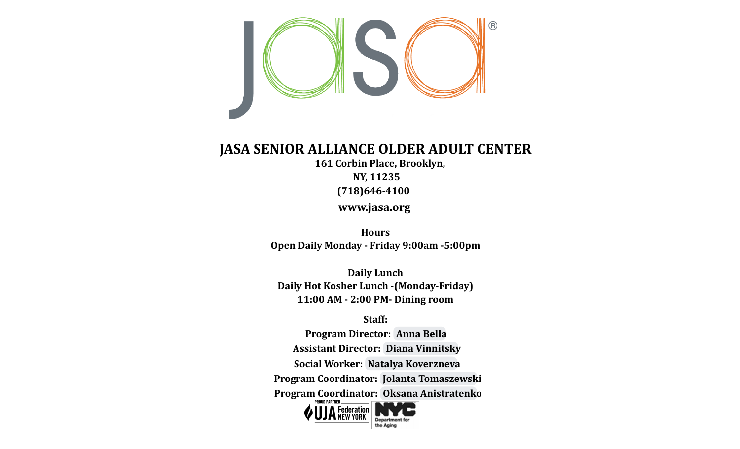# JASA SENIOR ALLIANCE OLDER ADULT CENTER

**161 Corbin Place, Brooklyn,**
**NY, 11235**
**(718)646-4100**
**www.jasa.org**

**Hours**
**Open Daily Monday - Friday 9:00am -5:00pm**

**Daily Lunch**
**Daily Hot Kosher Lunch -(Monday-Friday)**
**11:00 AM - 2:00 PM- Dining room**

**Staff:**

**Program Director: Anna Bella**
**Assistant Director: Diana Vinnitsky**
**Social Worker: Natalya Koverzneva**
**Program Coordinator: Jolanta Tomaszewski**
**Program Coordinator: Oksana Anistratenko**

PROUD PARTNER UJA Federation NEW YORK

NYC Department for the Aging